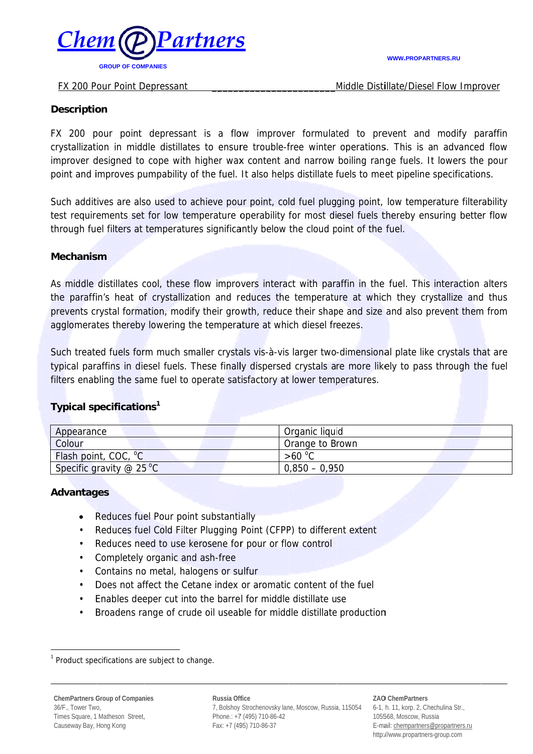FX 200 Pour Point Depressant ______________________ Middle Distillate/Diesel Flow Improver

## Description

FX 200 pour point depressant is a flow improver formulated to prevent and modify paraffin crystallization in middle distillates to ensure trouble-free winter operations. This is an advanced flow improver designed to cope with higher wax content and narrow boiling range fuels. It lowers the pour point and improves pumpability of the fuel. It also helps distillate fuels to meet pipeline specifications.

Such additives are also used to achieve pour point, cold fuel plugging point, low temperature filterability test requirements set for low temperature operability for most diesel fuels thereby ensuring better flow through fuel filters at temperatures significantly below the cloud point of the fuel.

## Mechanism

As middle distillates cool, these flow improvers interact with paraffin in the fuel. This interaction alters the paraffin's heat of crystallization and reduces the temperature at which they crystallize and thus prevents crystal formation, modify their growth, reduce their shape and size and also prevent them from agglomerates thereby lowering the temperature at which diesel freezes.

Such treated fuels form much smaller crystals vis-à-vis larger two-dimensional plate like crystals that are typical paraffins in diesel fuels. These finally dispersed crystals are more likely to pass through the fuel filters enabling the same fuel to operate satisfactory at lower temperatures.

## Typical specifications[1]

| Appearance | Organic liquid |
|---|---|
| Colour | Orange to Brown |
| Flash point, COC, °C | >60 °C |
| Specific gravity @ 25 °C | 0,850 – 0,950 |

## Advantages

- Reduces fuel Pour point substantially
- Reduces fuel Cold Filter Plugging Point (CFPP) to different extent
- Reduces need to use kerosene for pour or flow control
- Completely organic and ash-free
- Contains no metal, halogens or sulfur
- Does not affect the Cetane index or aromatic content of the fuel
- Enables deeper cut into the barrel for middle distillate use
- Broadens range of crude oil useable for middle distillate production

[1] Product specifications are subject to change.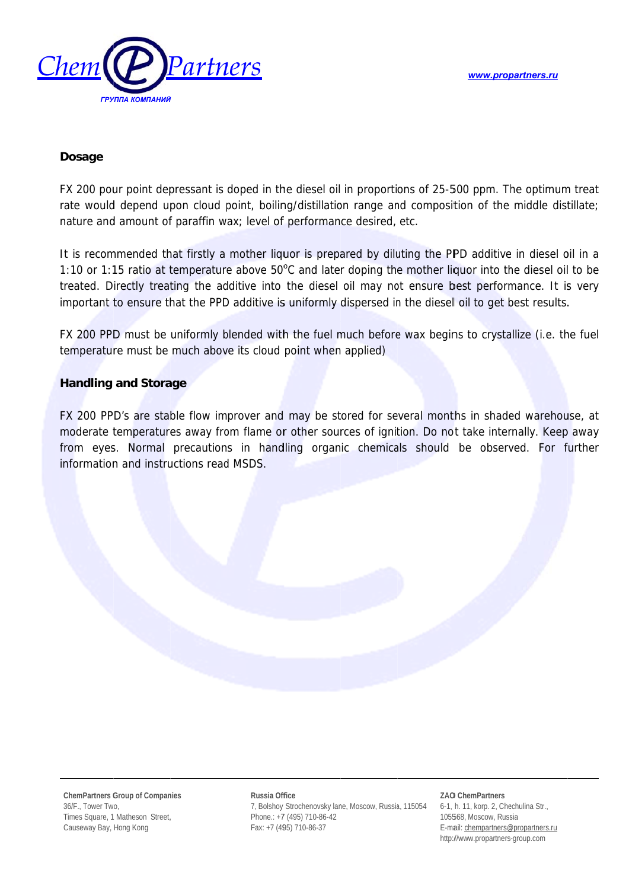## Dosage

FX 200 pour point depressant is doped in the diesel oil in proportions of 25-500 ppm. The optimum treat rate would depend upon cloud point, boiling/distillation range and composition of the middle distillate; nature and amount of paraffin wax; level of performance desired, etc.

It is recommended that firstly a mother liquor is prepared by diluting the PPD additive in diesel oil in a 1:10 or 1:15 ratio at temperature above 50°C and later doping the mother liquor into the diesel oil to be treated. Directly treating the additive into the diesel oil may not ensure best performance. It is very important to ensure that the PPD additive is uniformly dispersed in the diesel oil to get best results.

FX 200 PPD must be uniformly blended with the fuel much before wax begins to crystallize (i.e. the fuel temperature must be much above its cloud point when applied)

## Handling and Storage

FX 200 PPD's are stable flow improver and may be stored for several months in shaded warehouse, at moderate temperatures away from flame or other sources of ignition. Do not take internally. Keep away from eyes. Normal precautions in handling organic chemicals should be observed. For further information and instructions read MSDS.

**ChemPartners Group of Companies**
36/F., Tower Two,
Times Square, 1 Matheson Street,
Causeway Bay, Hong Kong

**Russia Office**
7, Bolshoy Strochenovsky lane, Moscow, Russia, 115054
Phone.: +7 (495) 710-86-42
Fax: +7 (495) 710-86-37

**ZAO ChemPartners**
6-1, h. 11, korp. 2, Chechulina Str.,
105568, Moscow, Russia
E-mail: chempartners@propartners.ru
http://www.propartners-group.com